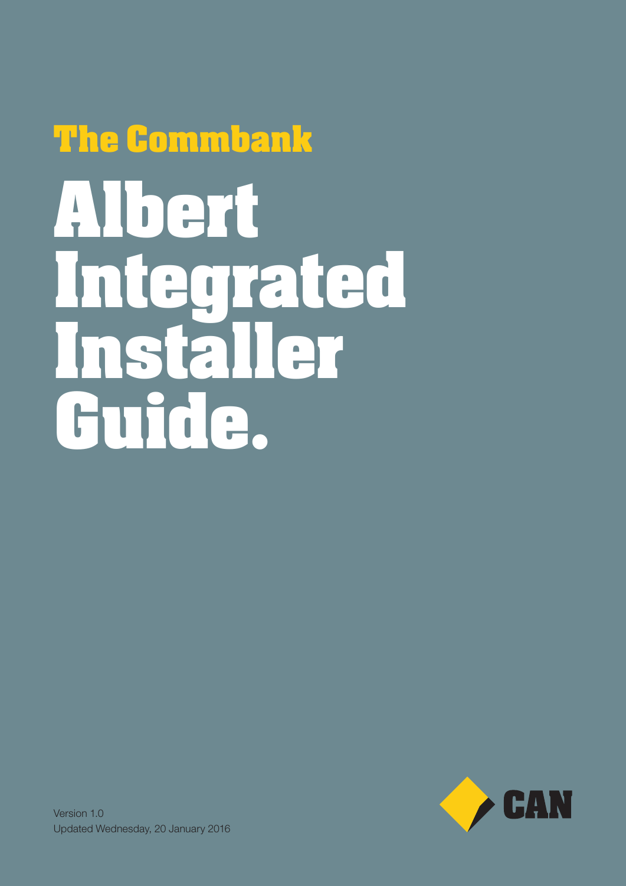## The Commbank

# Albert Integrated Installer Guide.

Version 1.0
Updated Wednesday, 20 January 2016

CAN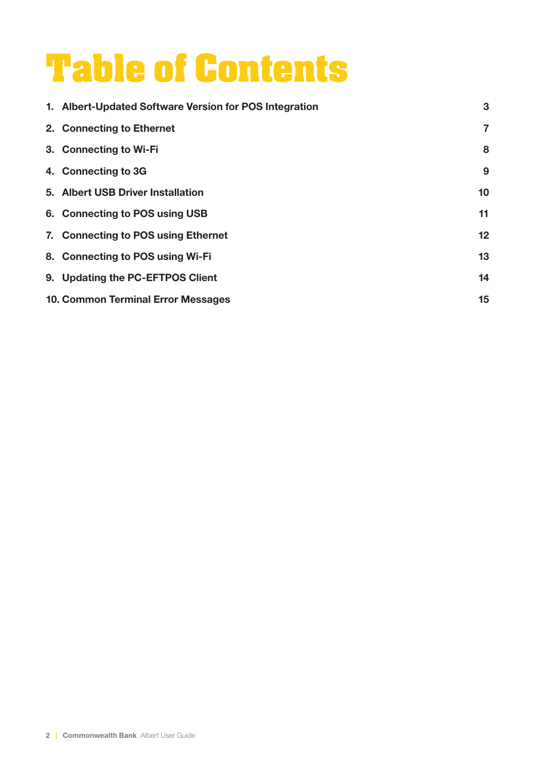# Table of Contents

| | |
|---|---|
| 1. Albert-Updated Software Version for POS Integration | 3 |
| 2. Connecting to Ethernet | 7 |
| 3. Connecting to Wi-Fi | 8 |
| 4. Connecting to 3G | 9 |
| 5. Albert USB Driver Installation | 10 |
| 6. Connecting to POS using USB | 11 |
| 7. Connecting to POS using Ethernet | 12 |
| 8. Connecting to POS using Wi-Fi | 13 |
| 9. Updating the PC-EFTPOS Client | 14 |
| 10. Common Terminal Error Messages | 15 |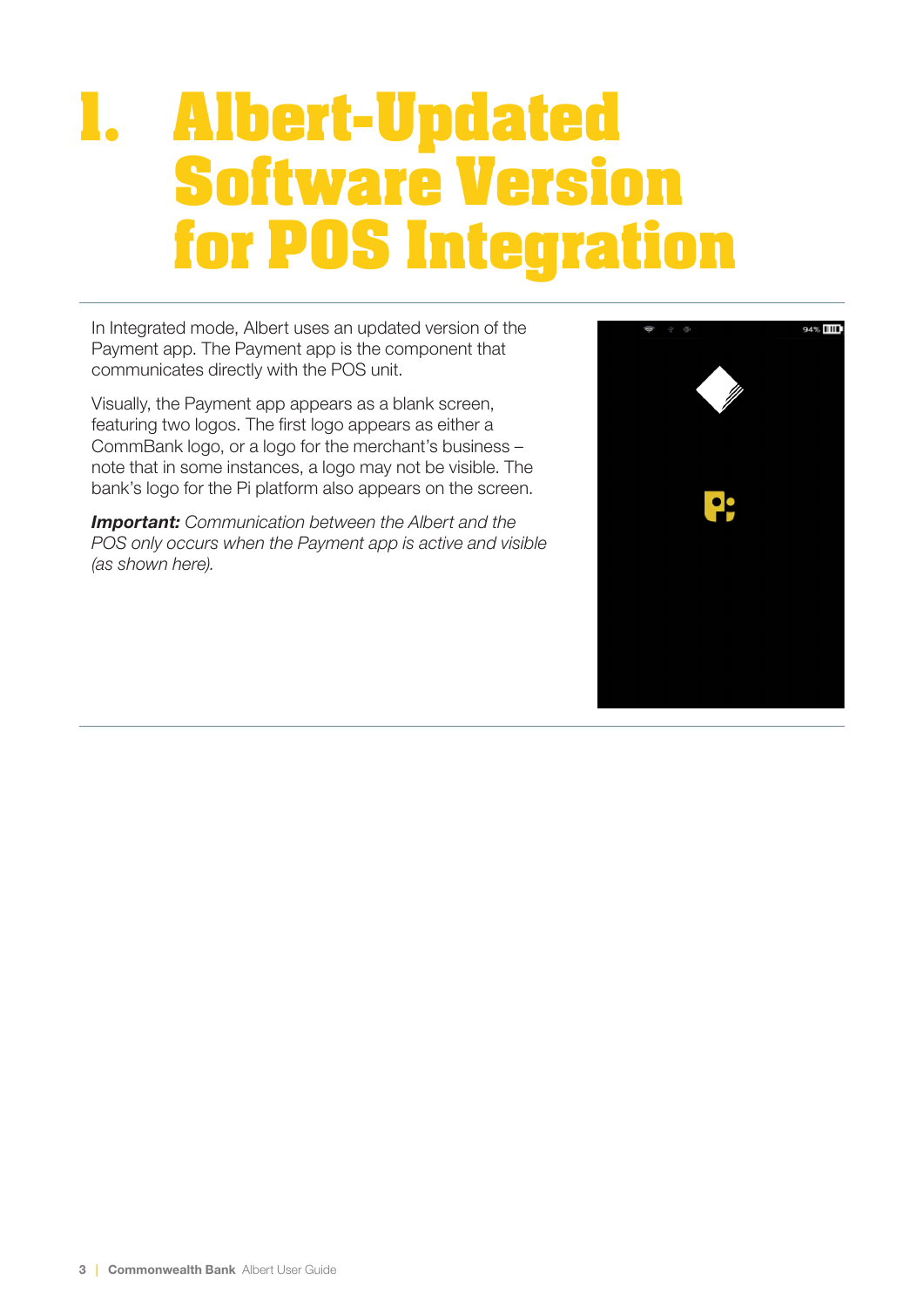# 1. Albert-Updated Software Version for POS Integration

In Integrated mode, Albert uses an updated version of the Payment app. The Payment app is the component that communicates directly with the POS unit.

Visually, the Payment app appears as a blank screen, featuring two logos. The first logo appears as either a CommBank logo, or a logo for the merchant's business – note that in some instances, a logo may not be visible. The bank's logo for the Pi platform also appears on the screen.

***Important:*** *Communication between the Albert and the POS only occurs when the Payment app is active and visible (as shown here).*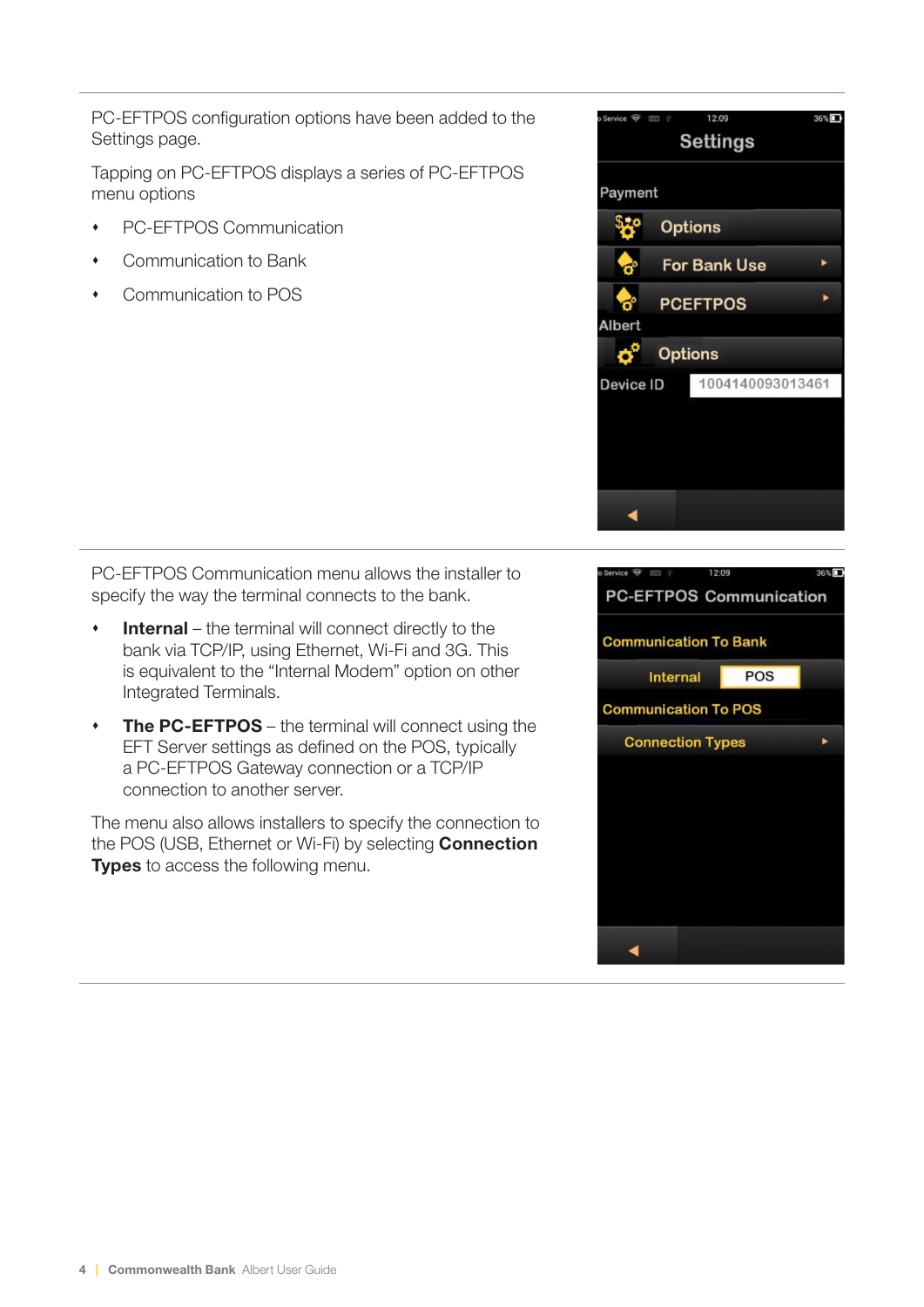PC-EFTPOS configuration options have been added to the Settings page.

Tapping on PC-EFTPOS displays a series of PC-EFTPOS menu options

- PC-EFTPOS Communication
- Communication to Bank
- Communication to POS

PC-EFTPOS Communication menu allows the installer to specify the way the terminal connects to the bank.

- **Internal** – the terminal will connect directly to the bank via TCP/IP, using Ethernet, Wi-Fi and 3G. This is equivalent to the "Internal Modem" option on other Integrated Terminals.
- **The PC-EFTPOS** – the terminal will connect using the EFT Server settings as defined on the POS, typically a PC-EFTPOS Gateway connection or a TCP/IP connection to another server.

The menu also allows installers to specify the connection to the POS (USB, Ethernet or Wi-Fi) by selecting **Connection Types** to access the following menu.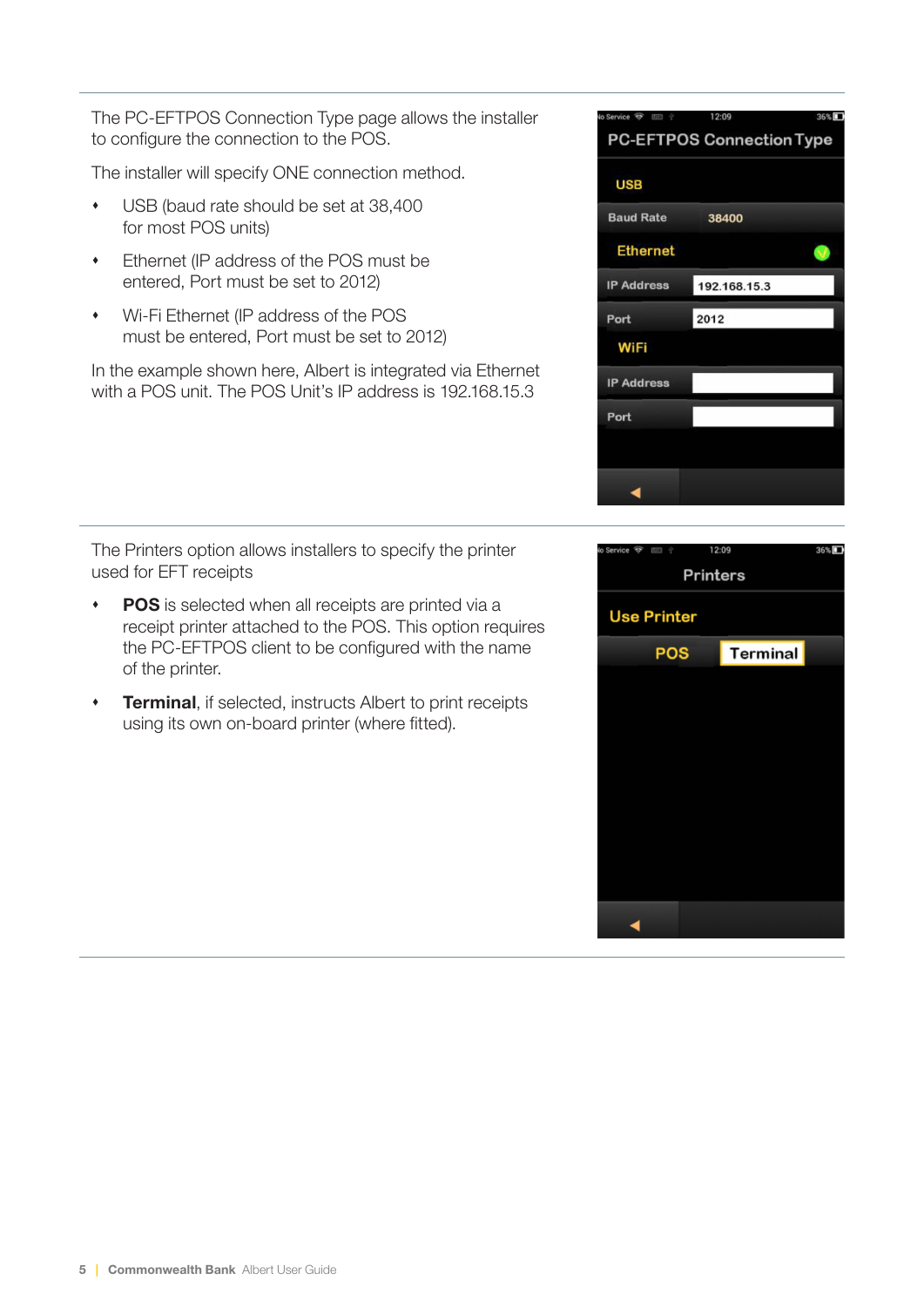The PC-EFTPOS Connection Type page allows the installer to configure the connection to the POS.

The installer will specify ONE connection method.

- USB (baud rate should be set at 38,400 for most POS units)
- Ethernet (IP address of the POS must be entered, Port must be set to 2012)
- Wi-Fi Ethernet (IP address of the POS must be entered, Port must be set to 2012)

In the example shown here, Albert is integrated via Ethernet with a POS unit. The POS Unit's IP address is 192.168.15.3

The Printers option allows installers to specify the printer used for EFT receipts

- **POS** is selected when all receipts are printed via a receipt printer attached to the POS. This option requires the PC-EFTPOS client to be configured with the name of the printer.
- **Terminal**, if selected, instructs Albert to print receipts using its own on-board printer (where fitted).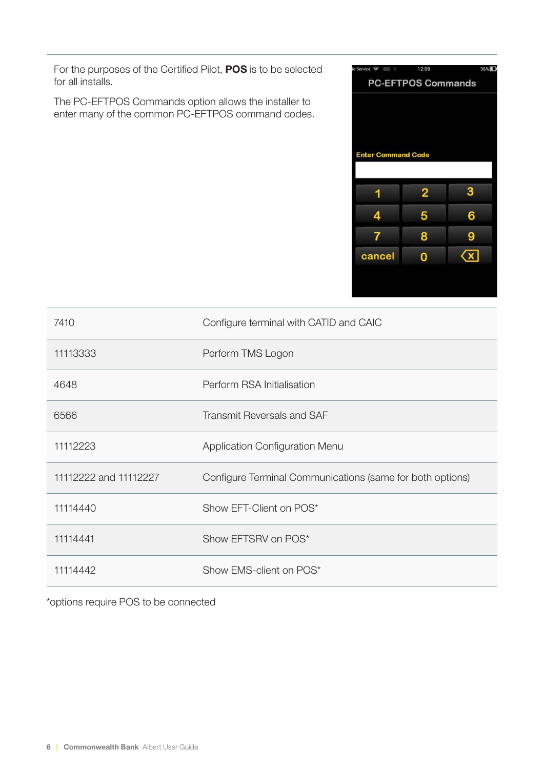For the purposes of the Certified Pilot, **POS** is to be selected for all installs.

The PC-EFTPOS Commands option allows the installer to enter many of the common PC-EFTPOS command codes.

| | |
|---|---|
| 7410 | Configure terminal with CATID and CAIC |
| 11113333 | Perform TMS Logon |
| 4648 | Perform RSA Initialisation |
| 6566 | Transmit Reversals and SAF |
| 11112223 | Application Configuration Menu |
| 11112222 and 11112227 | Configure Terminal Communications (same for both options) |
| 11114440 | Show EFT-Client on POS* |
| 11114441 | Show EFTSRV on POS* |
| 11114442 | Show EMS-client on POS* |

*options require POS to be connected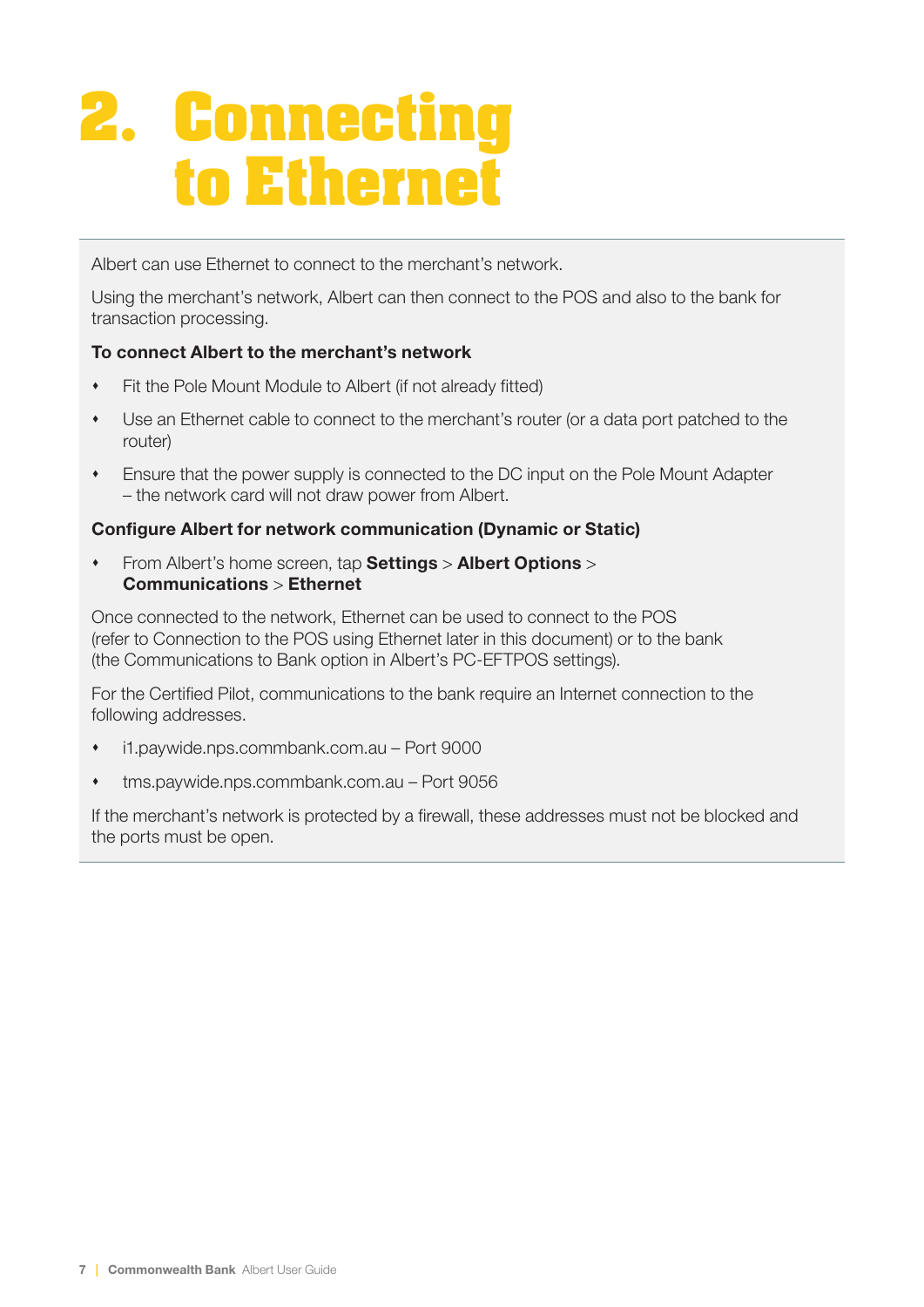# 2. Connecting to Ethernet

Albert can use Ethernet to connect to the merchant's network.

Using the merchant's network, Albert can then connect to the POS and also to the bank for transaction processing.

**To connect Albert to the merchant's network**

- Fit the Pole Mount Module to Albert (if not already fitted)
- Use an Ethernet cable to connect to the merchant's router (or a data port patched to the router)
- Ensure that the power supply is connected to the DC input on the Pole Mount Adapter – the network card will not draw power from Albert.

**Configure Albert for network communication (Dynamic or Static)**

- From Albert's home screen, tap **Settings** > **Albert Options** > **Communications** > **Ethernet**

Once connected to the network, Ethernet can be used to connect to the POS (refer to Connection to the POS using Ethernet later in this document) or to the bank (the Communications to Bank option in Albert's PC-EFTPOS settings).

For the Certified Pilot, communications to the bank require an Internet connection to the following addresses.

- i1.paywide.nps.commbank.com.au – Port 9000
- tms.paywide.nps.commbank.com.au – Port 9056

If the merchant's network is protected by a firewall, these addresses must not be blocked and the ports must be open.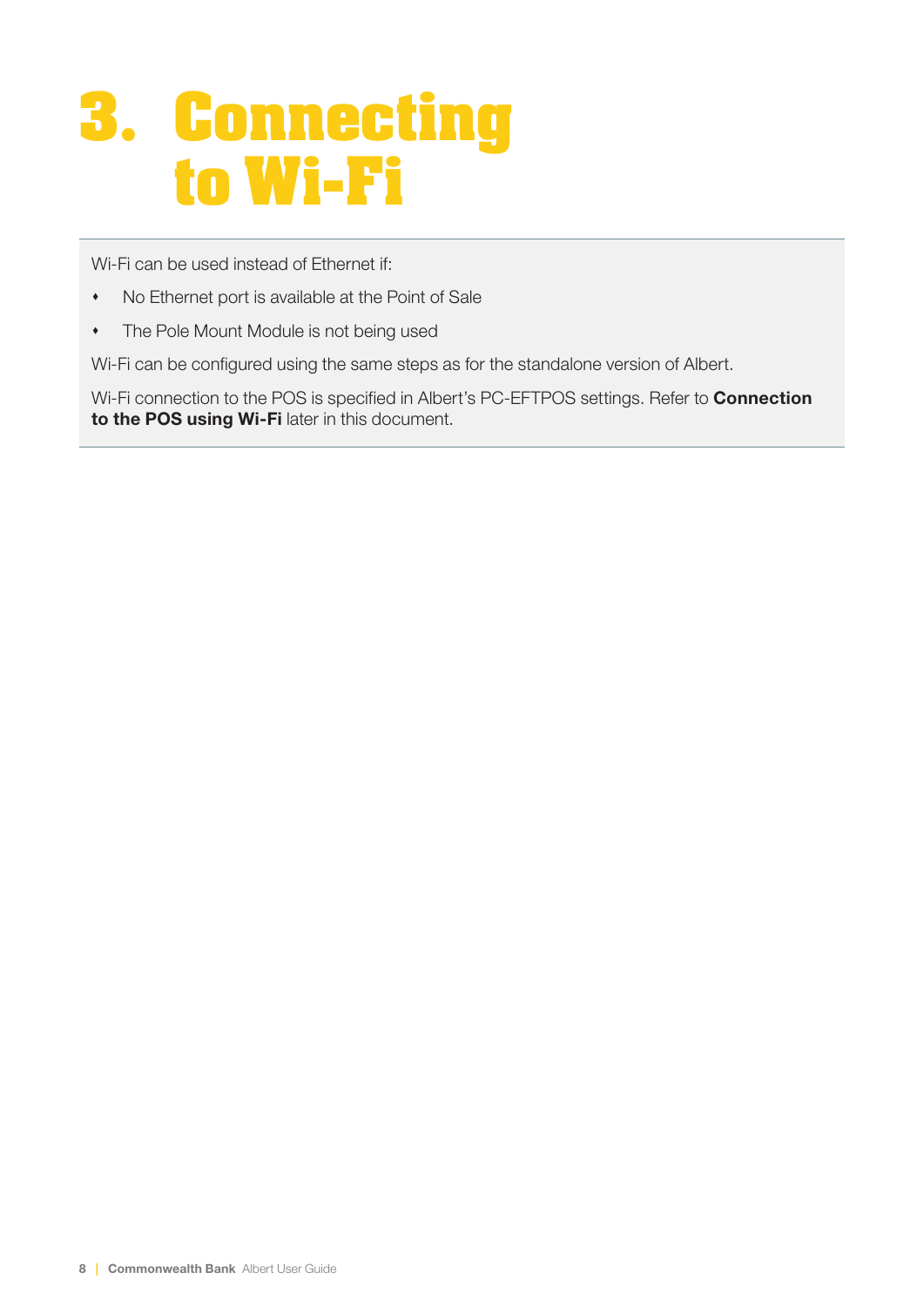# 3. Connecting to Wi-Fi

Wi-Fi can be used instead of Ethernet if:

- No Ethernet port is available at the Point of Sale
- The Pole Mount Module is not being used

Wi-Fi can be configured using the same steps as for the standalone version of Albert.

Wi-Fi connection to the POS is specified in Albert's PC-EFTPOS settings. Refer to **Connection to the POS using Wi-Fi** later in this document.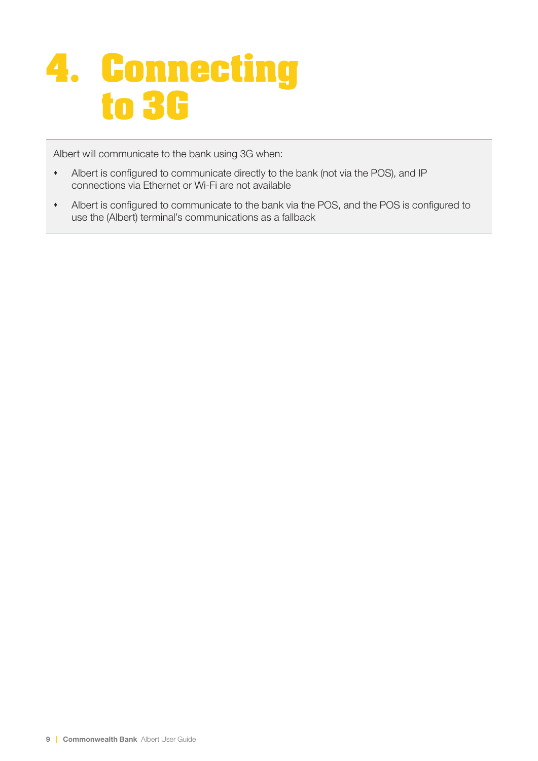# 4. Connecting to 3G

Albert will communicate to the bank using 3G when:

- Albert is configured to communicate directly to the bank (not via the POS), and IP connections via Ethernet or Wi-Fi are not available
- Albert is configured to communicate to the bank via the POS, and the POS is configured to use the (Albert) terminal's communications as a fallback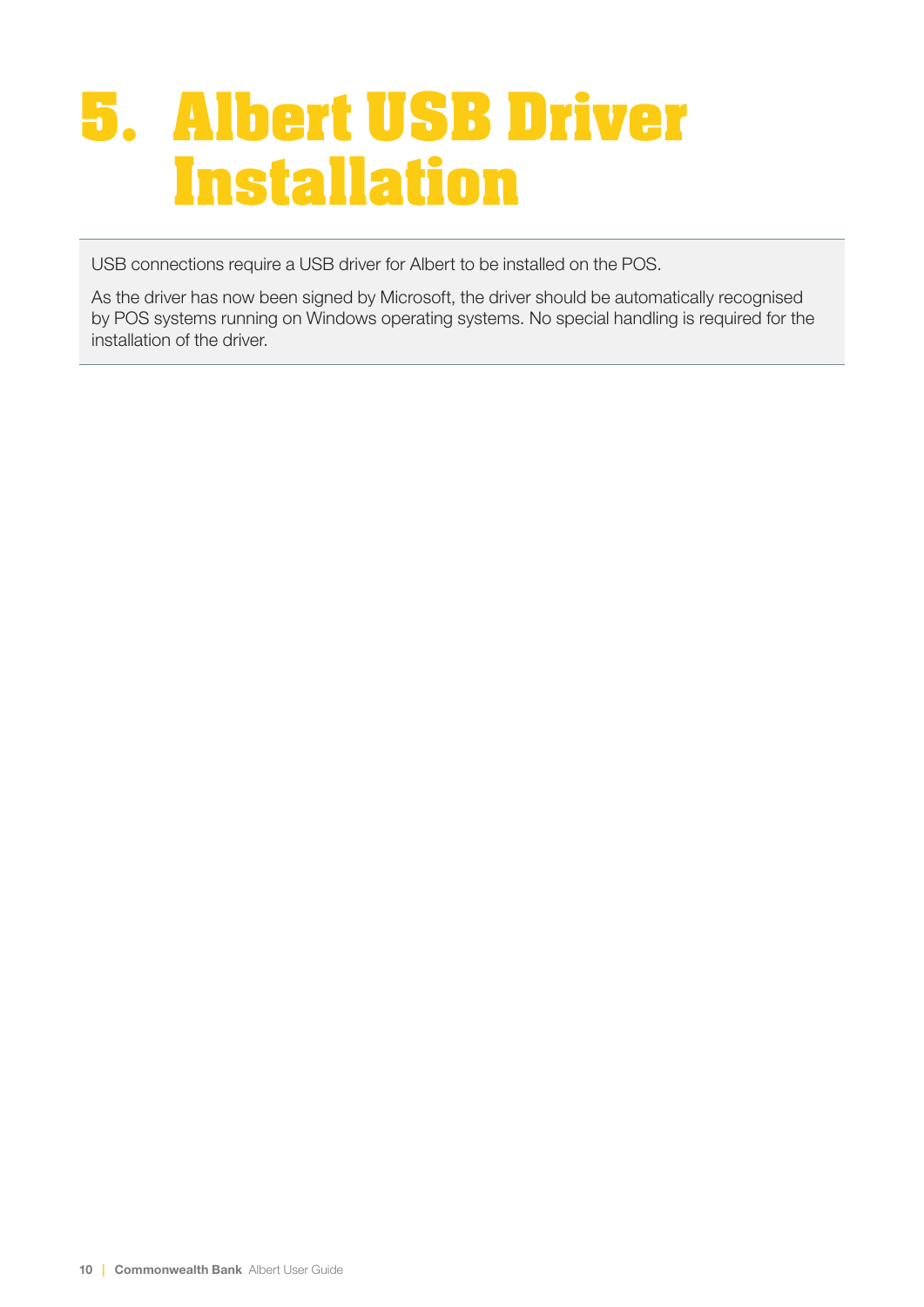# 5. Albert USB Driver Installation

USB connections require a USB driver for Albert to be installed on the POS.

As the driver has now been signed by Microsoft, the driver should be automatically recognised by POS systems running on Windows operating systems. No special handling is required for the installation of the driver.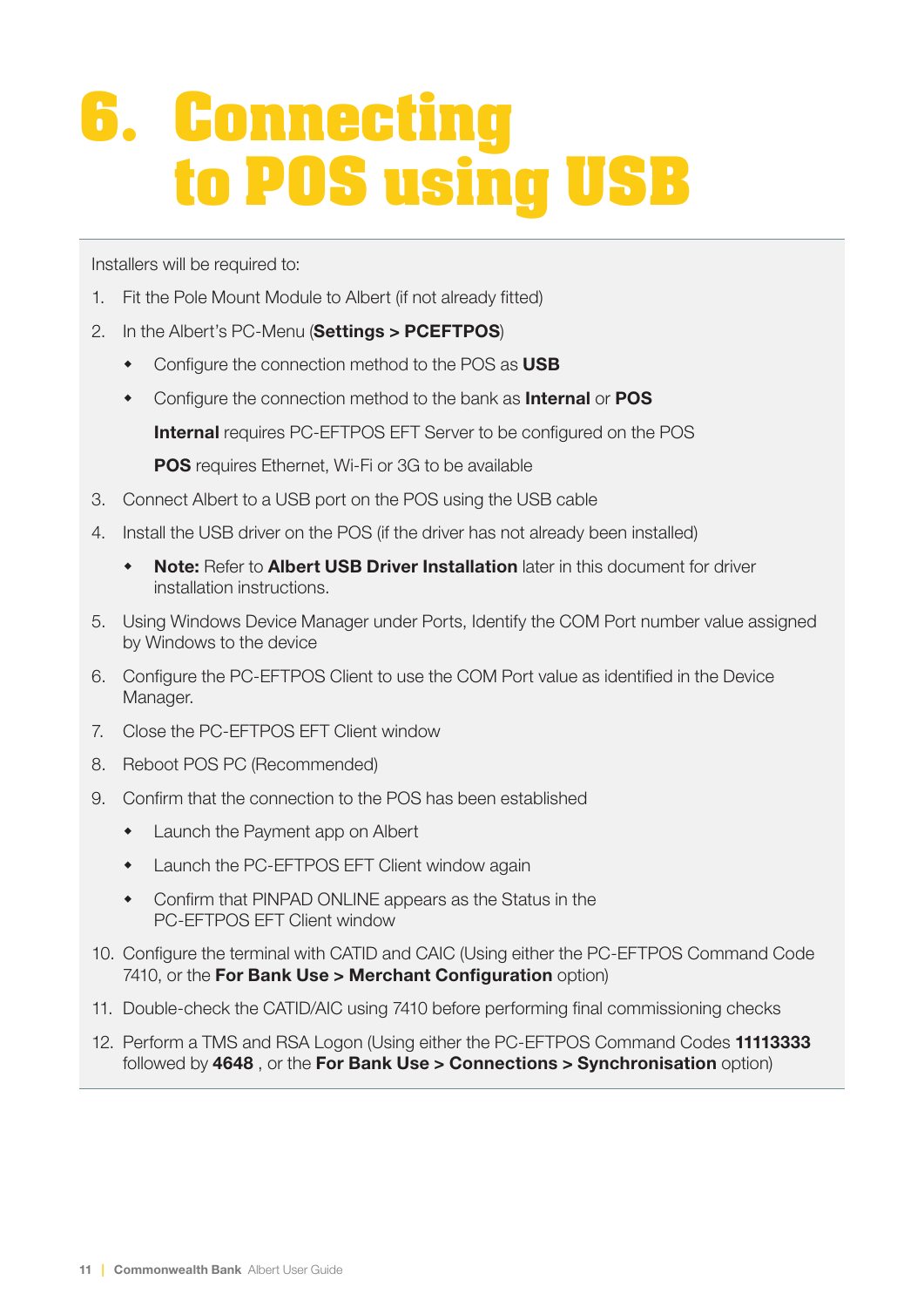# 6. Connecting to POS using USB

Installers will be required to:

1. Fit the Pole Mount Module to Albert (if not already fitted)
2. In the Albert's PC-Menu (**Settings > PCEFTPOS**)
   - Configure the connection method to the POS as **USB**
   - Configure the connection method to the bank as **Internal** or **POS**

     **Internal** requires PC-EFTPOS EFT Server to be configured on the POS

     **POS** requires Ethernet, Wi-Fi or 3G to be available
3. Connect Albert to a USB port on the POS using the USB cable
4. Install the USB driver on the POS (if the driver has not already been installed)
   - **Note:** Refer to **Albert USB Driver Installation** later in this document for driver installation instructions.
5. Using Windows Device Manager under Ports, Identify the COM Port number value assigned by Windows to the device
6. Configure the PC-EFTPOS Client to use the COM Port value as identified in the Device Manager.
7. Close the PC-EFTPOS EFT Client window
8. Reboot POS PC (Recommended)
9. Confirm that the connection to the POS has been established
   - Launch the Payment app on Albert
   - Launch the PC-EFTPOS EFT Client window again
   - Confirm that PINPAD ONLINE appears as the Status in the PC-EFTPOS EFT Client window
10. Configure the terminal with CATID and CAIC (Using either the PC-EFTPOS Command Code 7410, or the **For Bank Use > Merchant Configuration** option)
11. Double-check the CATID/AIC using 7410 before performing final commissioning checks
12. Perform a TMS and RSA Logon (Using either the PC-EFTPOS Command Codes **11113333** followed by **4648** , or the **For Bank Use > Connections > Synchronisation** option)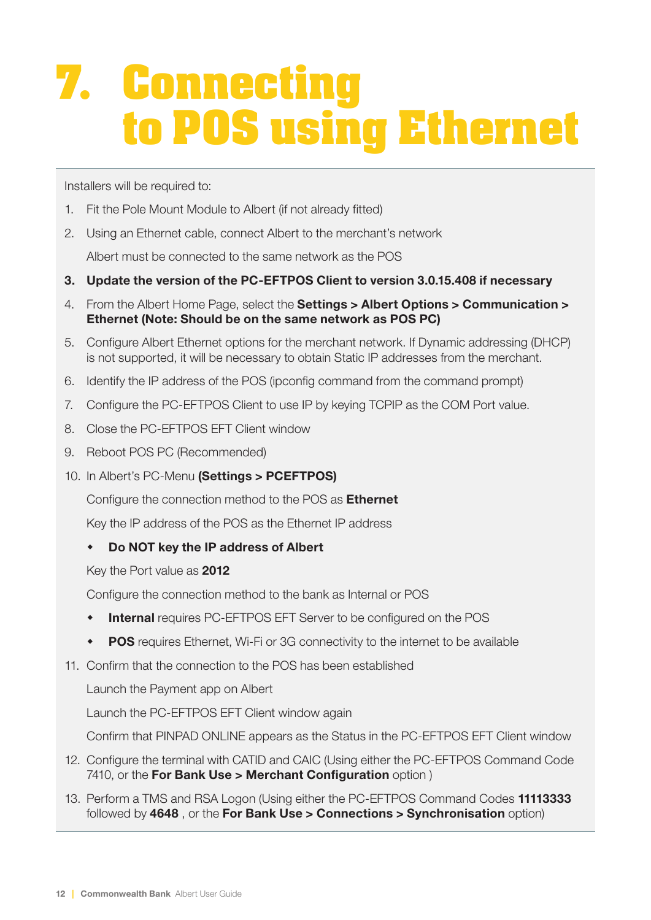# 7. Connecting to POS using Ethernet

Installers will be required to:

1. Fit the Pole Mount Module to Albert (if not already fitted)
2. Using an Ethernet cable, connect Albert to the merchant's network

   Albert must be connected to the same network as the POS
3. **Update the version of the PC-EFTPOS Client to version 3.0.15.408 if necessary**
4. From the Albert Home Page, select the **Settings > Albert Options > Communication > Ethernet (Note: Should be on the same network as POS PC)**
5. Configure Albert Ethernet options for the merchant network. If Dynamic addressing (DHCP) is not supported, it will be necessary to obtain Static IP addresses from the merchant.
6. Identify the IP address of the POS (ipconfig command from the command prompt)
7. Configure the PC-EFTPOS Client to use IP by keying TCPIP as the COM Port value.
8. Close the PC-EFTPOS EFT Client window
9. Reboot POS PC (Recommended)
10. In Albert's PC-Menu **(Settings > PCEFTPOS)**

    Configure the connection method to the POS as **Ethernet**

    Key the IP address of the POS as the Ethernet IP address

    - **Do NOT key the IP address of Albert**

    Key the Port value as **2012**

    Configure the connection method to the bank as Internal or POS

    - **Internal** requires PC-EFTPOS EFT Server to be configured on the POS
    - **POS** requires Ethernet, Wi-Fi or 3G connectivity to the internet to be available
11. Confirm that the connection to the POS has been established

    Launch the Payment app on Albert

    Launch the PC-EFTPOS EFT Client window again

    Confirm that PINPAD ONLINE appears as the Status in the PC-EFTPOS EFT Client window
12. Configure the terminal with CATID and CAIC (Using either the PC-EFTPOS Command Code 7410, or the **For Bank Use > Merchant Configuration** option )
13. Perform a TMS and RSA Logon (Using either the PC-EFTPOS Command Codes **11113333** followed by **4648** , or the **For Bank Use > Connections > Synchronisation** option)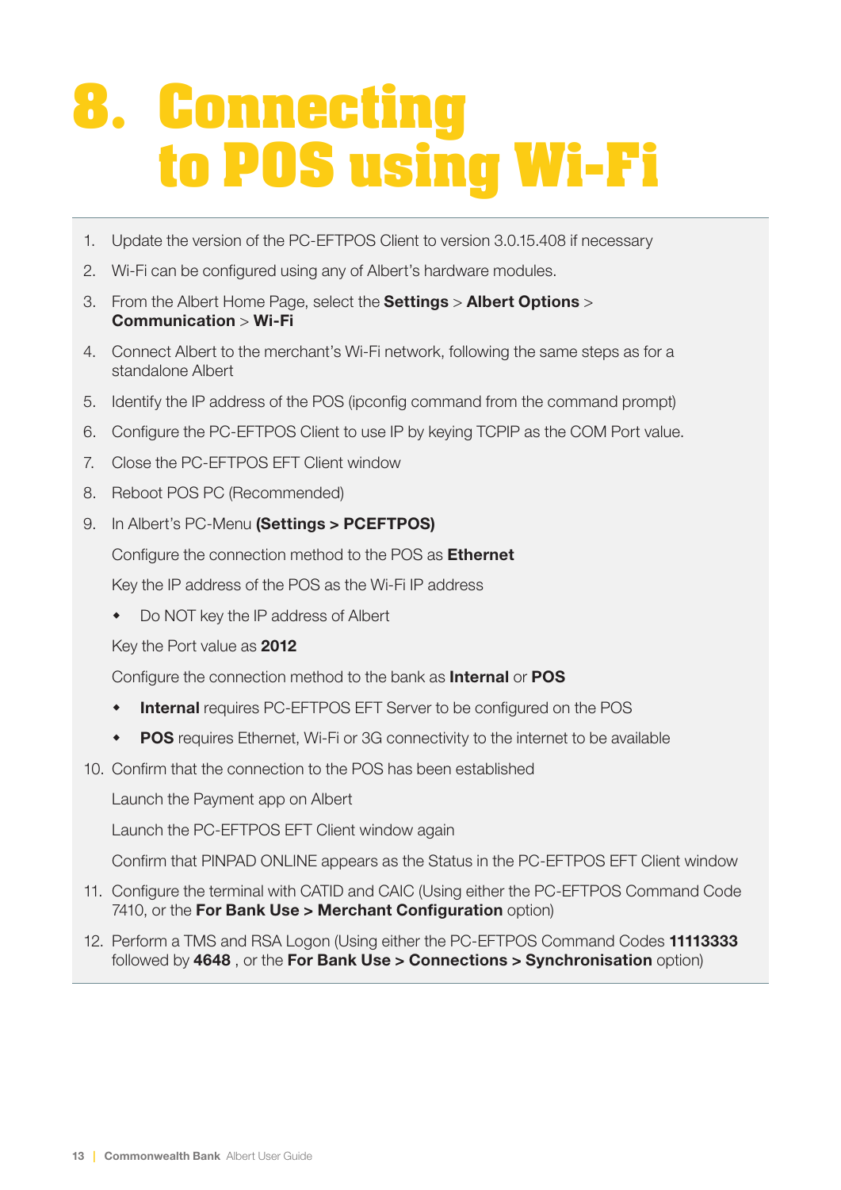# 8. Connecting to POS using Wi-Fi

1. Update the version of the PC-EFTPOS Client to version 3.0.15.408 if necessary
2. Wi-Fi can be configured using any of Albert's hardware modules.
3. From the Albert Home Page, select the **Settings** > **Albert Options** > **Communication** > **Wi-Fi**
4. Connect Albert to the merchant's Wi-Fi network, following the same steps as for a standalone Albert
5. Identify the IP address of the POS (ipconfig command from the command prompt)
6. Configure the PC-EFTPOS Client to use IP by keying TCPIP as the COM Port value.
7. Close the PC-EFTPOS EFT Client window
8. Reboot POS PC (Recommended)
9. In Albert's PC-Menu **(Settings > PCEFTPOS)**

   Configure the connection method to the POS as **Ethernet**

   Key the IP address of the POS as the Wi-Fi IP address

   - Do NOT key the IP address of Albert

   Key the Port value as **2012**

   Configure the connection method to the bank as **Internal** or **POS**

   - **Internal** requires PC-EFTPOS EFT Server to be configured on the POS
   - **POS** requires Ethernet, Wi-Fi or 3G connectivity to the internet to be available
10. Confirm that the connection to the POS has been established

    Launch the Payment app on Albert

    Launch the PC-EFTPOS EFT Client window again

    Confirm that PINPAD ONLINE appears as the Status in the PC-EFTPOS EFT Client window
11. Configure the terminal with CATID and CAIC (Using either the PC-EFTPOS Command Code 7410, or the **For Bank Use > Merchant Configuration** option)
12. Perform a TMS and RSA Logon (Using either the PC-EFTPOS Command Codes **11113333** followed by **4648** , or the **For Bank Use > Connections > Synchronisation** option)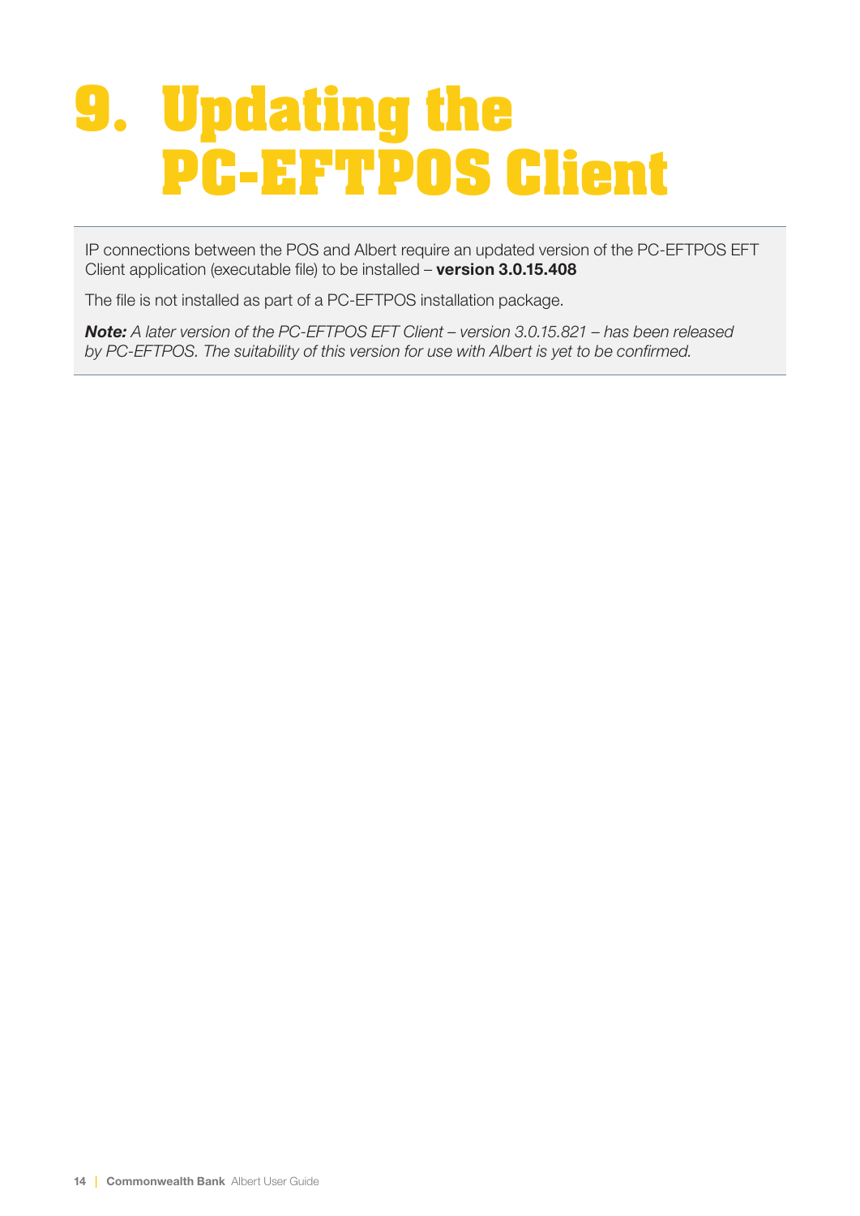# 9. Updating the PC-EFTPOS Client

IP connections between the POS and Albert require an updated version of the PC-EFTPOS EFT Client application (executable file) to be installed – **version 3.0.15.408**

The file is not installed as part of a PC-EFTPOS installation package.

***Note:*** *A later version of the PC-EFTPOS EFT Client – version 3.0.15.821 – has been released by PC-EFTPOS. The suitability of this version for use with Albert is yet to be confirmed.*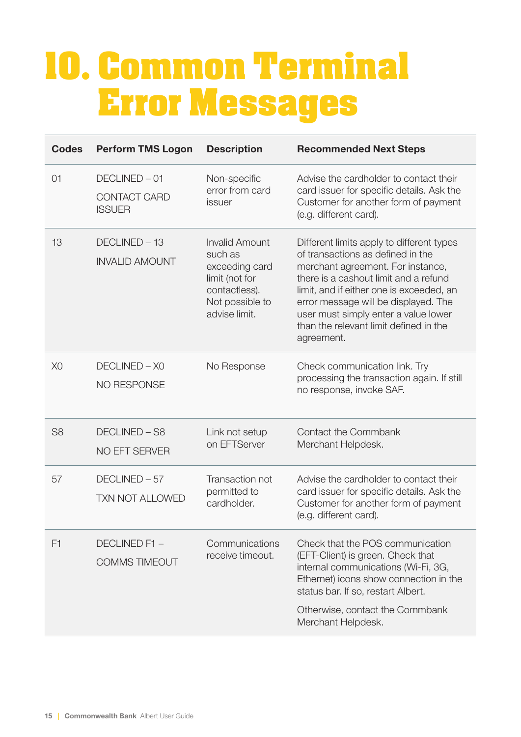# 10. Common Terminal Error Messages

| Codes | Perform TMS Logon | Description | Recommended Next Steps |
|---|---|---|---|
| 01 | DECLINED – 01<br>CONTACT CARD ISSUER | Non-specific error from card issuer | Advise the cardholder to contact their card issuer for specific details. Ask the Customer for another form of payment (e.g. different card). |
| 13 | DECLINED – 13<br>INVALID AMOUNT | Invalid Amount such as exceeding card limit (not for contactless). Not possible to advise limit. | Different limits apply to different types of transactions as defined in the merchant agreement. For instance, there is a cashout limit and a refund limit, and if either one is exceeded, an error message will be displayed. The user must simply enter a value lower than the relevant limit defined in the agreement. |
| X0 | DECLINED – X0<br>NO RESPONSE | No Response | Check communication link. Try processing the transaction again. If still no response, invoke SAF. |
| S8 | DECLINED – S8<br>NO EFT SERVER | Link not setup on EFTServer | Contact the Commbank Merchant Helpdesk. |
| 57 | DECLINED – 57<br>TXN NOT ALLOWED | Transaction not permitted to cardholder. | Advise the cardholder to contact their card issuer for specific details. Ask the Customer for another form of payment (e.g. different card). |
| F1 | DECLINED F1 –<br>COMMS TIMEOUT | Communications receive timeout. | Check that the POS communication (EFT-Client) is green. Check that internal communications (Wi-Fi, 3G, Ethernet) icons show connection in the status bar. If so, restart Albert.<br><br>Otherwise, contact the Commbank Merchant Helpdesk. |